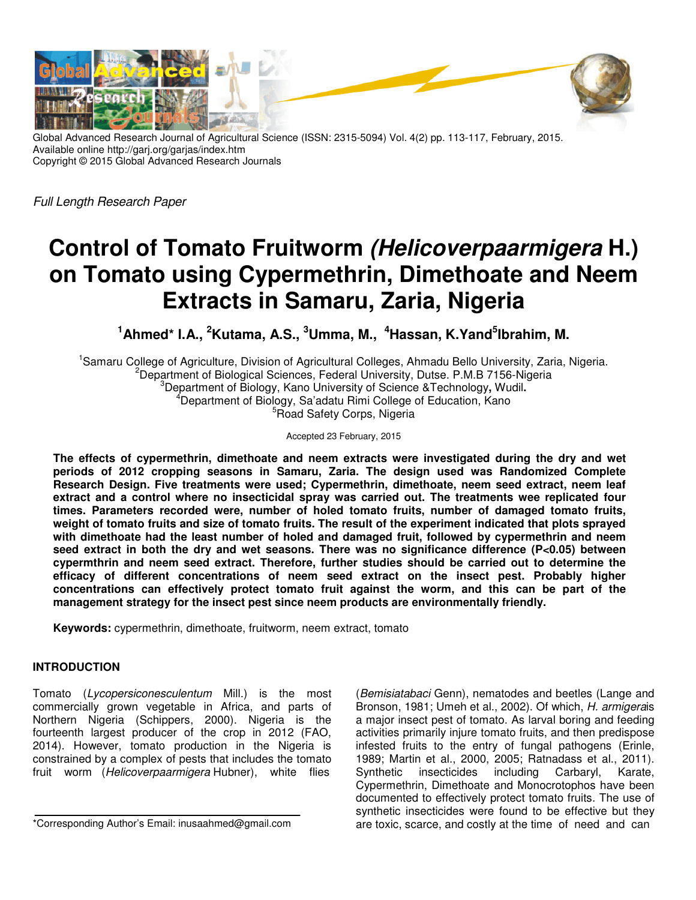Global Advanced Research Journal of Agricultural Science (ISSN: 2315-5094) Vol. 4(2) pp. 113-117, February, 2015.
Available online http://garj.org/garjas/index.htm
Copyright © 2015 Global Advanced Research Journals

*Full Length Research Paper*

# Control of Tomato Fruitworm *(Helicoverpaarmigera* H.) on Tomato using Cypermethrin, Dimethoate and Neem Extracts in Samaru, Zaria, Nigeria

**[1]Ahmed* I.A., [2]Kutama, A.S., [3]Umma, M., [4]Hassan, K.Yand[5]Ibrahim, M.**

[1]Samaru College of Agriculture, Division of Agricultural Colleges, Ahmadu Bello University, Zaria, Nigeria.
[2]Department of Biological Sciences, Federal University, Dutse. P.M.B 7156-Nigeria
[3]Department of Biology, Kano University of Science &Technology, Wudil.
[4]Department of Biology, Sa'adatu Rimi College of Education, Kano
[5]Road Safety Corps, Nigeria

Accepted 23 February, 2015

**The effects of cypermethrin, dimethoate and neem extracts were investigated during the dry and wet periods of 2012 cropping seasons in Samaru, Zaria. The design used was Randomized Complete Research Design. Five treatments were used; Cypermethrin, dimethoate, neem seed extract, neem leaf extract and a control where no insecticidal spray was carried out. The treatments wee replicated four times. Parameters recorded were, number of holed tomato fruits, number of damaged tomato fruits, weight of tomato fruits and size of tomato fruits. The result of the experiment indicated that plots sprayed with dimethoate had the least number of holed and damaged fruit, followed by cypermethrin and neem seed extract in both the dry and wet seasons. There was no significance difference (P<0.05) between cypermthrin and neem seed extract. Therefore, further studies should be carried out to determine the efficacy of different concentrations of neem seed extract on the insect pest. Probably higher concentrations can effectively protect tomato fruit against the worm, and this can be part of the management strategy for the insect pest since neem products are environmentally friendly.**

**Keywords:** cypermethrin, dimethoate, fruitworm, neem extract, tomato

## INTRODUCTION

Tomato (*Lycopersiconesculentum* Mill.) is the most commercially grown vegetable in Africa, and parts of Northern Nigeria (Schippers, 2000). Nigeria is the fourteenth largest producer of the crop in 2012 (FAO, 2014). However, tomato production in the Nigeria is constrained by a complex of pests that includes the tomato fruit worm (*Helicoverpaarmigera* Hubner), white flies (*Bemisiatabaci* Genn), nematodes and beetles (Lange and Bronson, 1981; Umeh et al., 2002). Of which, *H. armigera*is a major insect pest of tomato. As larval boring and feeding activities primarily injure tomato fruits, and then predispose infested fruits to the entry of fungal pathogens (Erinle, 1989; Martin et al., 2000, 2005; Ratnadass et al., 2011). Synthetic insecticides including Carbaryl, Karate, Cypermethrin, Dimethoate and Monocrotophos have been documented to effectively protect tomato fruits. The use of synthetic insecticides were found to be effective but they are toxic, scarce, and costly at the time of need and can

*Corresponding Author's Email: inusaahmed@gmail.com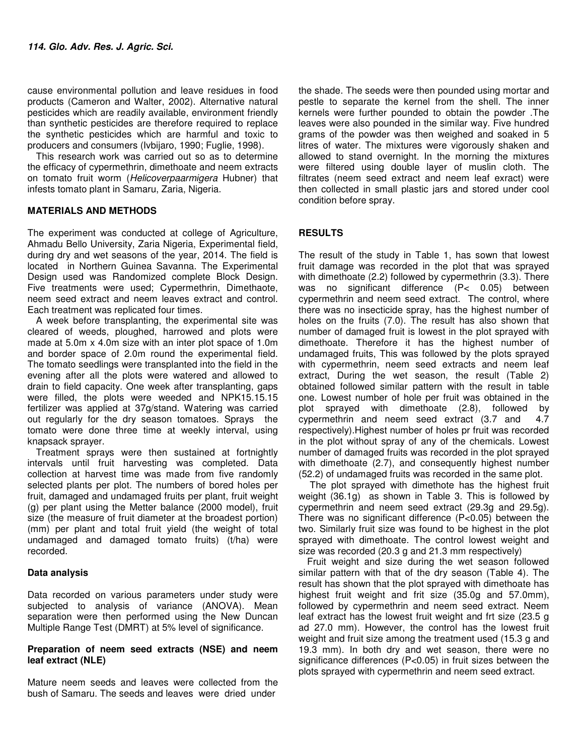cause environmental pollution and leave residues in food products (Cameron and Walter, 2002). Alternative natural pesticides which are readily available, environment friendly than synthetic pesticides are therefore required to replace the synthetic pesticides which are harmful and toxic to producers and consumers (Ivbijaro, 1990; Fuglie, 1998).

This research work was carried out so as to determine the efficacy of cypermethrin, dimethoate and neem extracts on tomato fruit worm (*Helicoverpaarmigera* Hubner) that infests tomato plant in Samaru, Zaria, Nigeria.

## MATERIALS AND METHODS

The experiment was conducted at college of Agriculture, Ahmadu Bello University, Zaria Nigeria, Experimental field, during dry and wet seasons of the year, 2014. The field is located in Northern Guinea Savanna. The Experimental Design used was Randomized complete Block Design. Five treatments were used; Cypermethrin, Dimethaote, neem seed extract and neem leaves extract and control. Each treatment was replicated four times.

A week before transplanting, the experimental site was cleared of weeds, ploughed, harrowed and plots were made at 5.0m x 4.0m size with an inter plot space of 1.0m and border space of 2.0m round the experimental field. The tomato seedlings were transplanted into the field in the evening after all the plots were watered and allowed to drain to field capacity. One week after transplanting, gaps were filled, the plots were weeded and NPK15.15.15 fertilizer was applied at 37g/stand. Watering was carried out regularly for the dry season tomatoes. Sprays the tomato were done three time at weekly interval, using knapsack sprayer.

Treatment sprays were then sustained at fortnightly intervals until fruit harvesting was completed. Data collection at harvest time was made from five randomly selected plants per plot. The numbers of bored holes per fruit, damaged and undamaged fruits per plant, fruit weight (g) per plant using the Metter balance (2000 model), fruit size (the measure of fruit diameter at the broadest portion) (mm) per plant and total fruit yield (the weight of total undamaged and damaged tomato fruits) (t/ha) were recorded.

### Data analysis

Data recorded on various parameters under study were subjected to analysis of variance (ANOVA). Mean separation were then performed using the New Duncan Multiple Range Test (DMRT) at 5% level of significance.

### Preparation of neem seed extracts (NSE) and neem leaf extract (NLE)

Mature neem seeds and leaves were collected from the bush of Samaru. The seeds and leaves were dried under the shade. The seeds were then pounded using mortar and pestle to separate the kernel from the shell. The inner kernels were further pounded to obtain the powder .The leaves were also pounded in the similar way. Five hundred grams of the powder was then weighed and soaked in 5 litres of water. The mixtures were vigorously shaken and allowed to stand overnight. In the morning the mixtures were filtered using double layer of muslin cloth. The filtrates (neem seed extract and neem leaf exract) were then collected in small plastic jars and stored under cool condition before spray.

## RESULTS

The result of the study in Table 1, has sown that lowest fruit damage was recorded in the plot that was sprayed with dimethoate (2.2) followed by cypermethrin (3.3). There was no significant difference ($P< 0.05$) between cypermethrin and neem seed extract. The control, where there was no insecticide spray, has the highest number of holes on the fruits (7.0). The result has also shown that number of damaged fruit is lowest in the plot sprayed with dimethoate. Therefore it has the highest number of undamaged fruits, This was followed by the plots sprayed with cypermethrin, neem seed extracts and neem leaf extract, During the wet season, the result (Table 2) obtained followed similar pattern with the result in table one. Lowest number of hole per fruit was obtained in the plot sprayed with dimethoate (2.8), followed by cypermethrin and neem seed extract (3.7 and 4.7 respectively).Highest number of holes pr fruit was recorded in the plot without spray of any of the chemicals. Lowest number of damaged fruits was recorded in the plot sprayed with dimethoate (2.7), and consequently highest number (52.2) of undamaged fruits was recorded in the same plot.

The plot sprayed with dimethote has the highest fruit weight (36.1g) as shown in Table 3. This is followed by cypermethrin and neem seed extract (29.3g and 29.5g). There was no significant difference ($P<0.05$) between the two. Similarly fruit size was found to be highest in the plot sprayed with dimethoate. The control lowest weight and size was recorded (20.3 g and 21.3 mm respectively)

Fruit weight and size during the wet season followed similar pattern with that of the dry season (Table 4). The result has shown that the plot sprayed with dimethoate has highest fruit weight and frit size (35.0g and 57.0mm), followed by cypermethrin and neem seed extract. Neem leaf extract has the lowest fruit weight and frt size (23.5 g ad 27.0 mm). However, the control has the lowest fruit weight and fruit size among the treatment used (15.3 g and 19.3 mm). In both dry and wet season, there were no significance differences ($P<0.05$) in fruit sizes between the plots sprayed with cypermethrin and neem seed extract.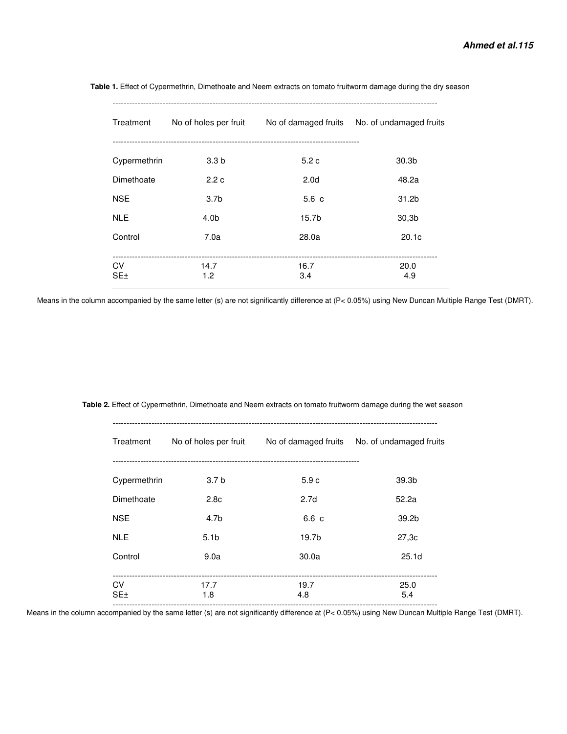**Table 1.** Effect of Cypermethrin, Dimethoate and Neem extracts on tomato fruitworm damage during the dry season

| Treatment | No of holes per fruit | No of damaged fruits | No. of undamaged fruits |
|---|---|---|---|
| Cypermethrin | 3.3 b | 5.2 c | 30.3b |
| Dimethoate | 2.2 c | 2.0d | 48.2a |
| NSE | 3.7b | 5.6 c | 31.2b |
| NLE | 4.0b | 15.7b | 30,3b |
| Control | 7.0a | 28.0a | 20.1c |
| CV | 14.7 | 16.7 | 20.0 |
| SE± | 1.2 | 3.4 | 4.9 |

Means in the column accompanied by the same letter (s) are not significantly difference at (P< 0.05%) using New Duncan Multiple Range Test (DMRT).

**Table 2.** Effect of Cypermethrin, Dimethoate and Neem extracts on tomato fruitworm damage during the wet season

| Treatment | No of holes per fruit | No of damaged fruits | No. of undamaged fruits |
|---|---|---|---|
| Cypermethrin | 3.7 b | 5.9 c | 39.3b |
| Dimethoate | 2.8c | 2.7d | 52.2a |
| NSE | 4.7b | 6.6 c | 39.2b |
| NLE | 5.1b | 19.7b | 27,3c |
| Control | 9.0a | 30.0a | 25.1d |
| CV | 17.7 | 19.7 | 25.0 |
| SE± | 1.8 | 4.8 | 5.4 |

Means in the column accompanied by the same letter (s) are not significantly difference at (P< 0.05%) using New Duncan Multiple Range Test (DMRT).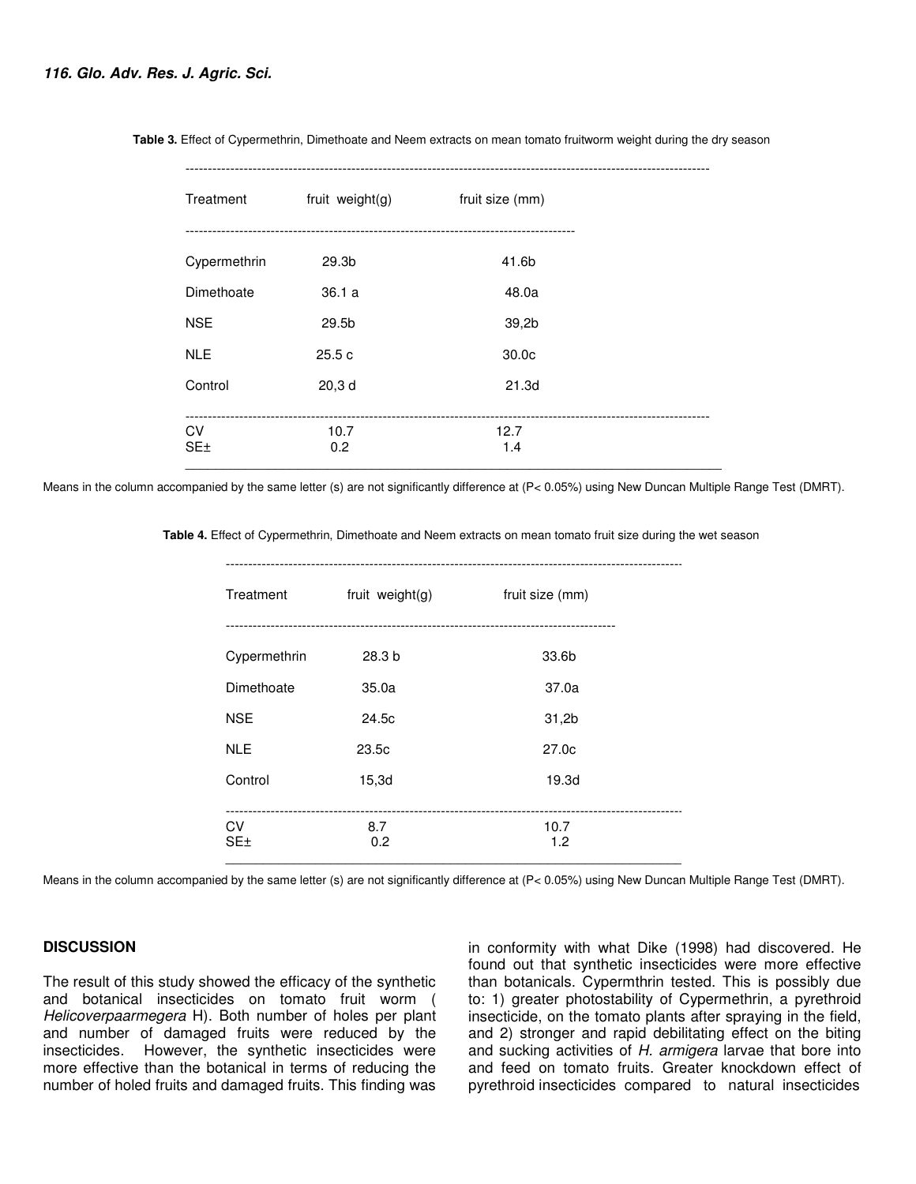**Table 3.** Effect of Cypermethrin, Dimethoate and Neem extracts on mean tomato fruitworm weight during the dry season

| Treatment | fruit weight(g) | fruit size (mm) |
|---|---|---|
| Cypermethrin | 29.3b | 41.6b |
| Dimethoate | 36.1 a | 48.0a |
| NSE | 29.5b | 39,2b |
| NLE | 25.5 c | 30.0c |
| Control | 20,3 d | 21.3d |
| CV | 10.7 | 12.7 |
| SE± | 0.2 | 1.4 |

Means in the column accompanied by the same letter (s) are not significantly difference at (P< 0.05%) using New Duncan Multiple Range Test (DMRT).

**Table 4.** Effect of Cypermethrin, Dimethoate and Neem extracts on mean tomato fruit size during the wet season

| Treatment | fruit weight(g) | fruit size (mm) |
|---|---|---|
| Cypermethrin | 28.3 b | 33.6b |
| Dimethoate | 35.0a | 37.0a |
| NSE | 24.5c | 31,2b |
| NLE | 23.5c | 27.0c |
| Control | 15,3d | 19.3d |
| CV | 8.7 | 10.7 |
| SE± | 0.2 | 1.2 |

Means in the column accompanied by the same letter (s) are not significantly difference at (P< 0.05%) using New Duncan Multiple Range Test (DMRT).

## DISCUSSION

The result of this study showed the efficacy of the synthetic and botanical insecticides on tomato fruit worm ( *Helicoverpaarmegera* H). Both number of holes per plant and number of damaged fruits were reduced by the insecticides. However, the synthetic insecticides were more effective than the botanical in terms of reducing the number of holed fruits and damaged fruits. This finding was in conformity with what Dike (1998) had discovered. He found out that synthetic insecticides were more effective than botanicals. Cypermthrin tested. This is possibly due to: 1) greater photostability of Cypermethrin, a pyrethroid insecticide, on the tomato plants after spraying in the field, and 2) stronger and rapid debilitating effect on the biting and sucking activities of *H. armigera* larvae that bore into and feed on tomato fruits. Greater knockdown effect of pyrethroid insecticides compared to natural insecticides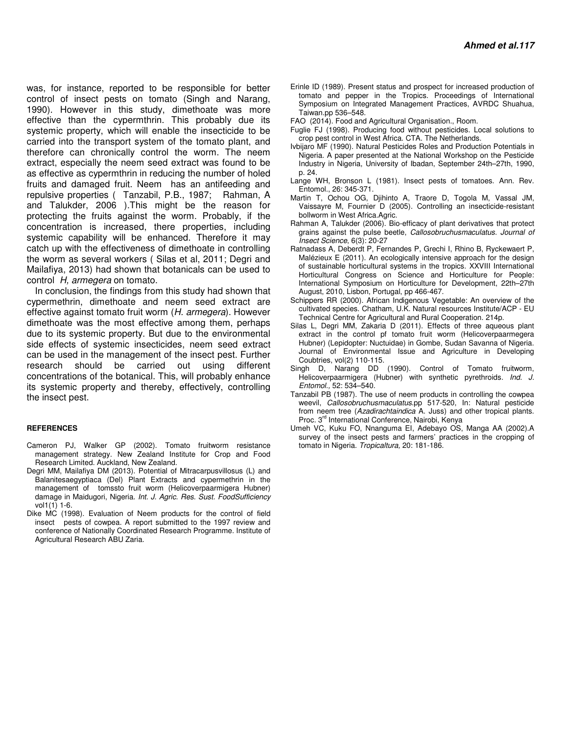was, for instance, reported to be responsible for better control of insect pests on tomato (Singh and Narang, 1990). However in this study, dimethoate was more effective than the cypermthrin. This probably due its systemic property, which will enable the insecticide to be carried into the transport system of the tomato plant, and therefore can chronically control the worm. The neem extract, especially the neem seed extract was found to be as effective as cypermthrin in reducing the number of holed fruits and damaged fruit. Neem has an antifeeding and repulsive properties ( Tanzabil, P.B., 1987; Rahman, A and Talukder, 2006 ).This might be the reason for protecting the fruits against the worm. Probably, if the concentration is increased, there properties, including systemic capability will be enhanced. Therefore it may catch up with the effectiveness of dimethoate in controlling the worm as several workers ( Silas et al, 2011; Degri and Mailafiya, 2013) had shown that botanicals can be used to control *H, armegera* on tomato.

In conclusion, the findings from this study had shown that cypermethrin, dimethoate and neem seed extract are effective against tomato fruit worm (*H. armegera*). However dimethoate was the most effective among them, perhaps due to its systemic property. But due to the environmental side effects of systemic insecticides, neem seed extract can be used in the management of the insect pest. Further research should be carried out using different concentrations of the botanical. This, will probably enhance its systemic property and thereby, effectively, controlling the insect pest.

#### REFERENCES

Cameron PJ, Walker GP (2002). Tomato fruitworm resistance management strategy. New Zealand Institute for Crop and Food Research Limited. Auckland, New Zealand.

Degri MM, Mailafiya DM (2013). Potential of Mitracarpusvillosus (L) and Balanitesaegyptiaca (Del) Plant Extracts and cypermethrin in the management of tomssto fruit worm (Helicoverpaarmigera Hubner) damage in Maidugori, Nigeria. *Int. J. Agric. Res. Sust. FoodSufficiency* vol1(1) 1-6.

Dike MC (1998). Evaluation of Neem products for the control of field insect pests of cowpea. A report submitted to the 1997 review and conference of Nationally Coordinated Research Programme. Institute of Agricultural Research ABU Zaria.

Erinle ID (1989). Present status and prospect for increased production of tomato and pepper in the Tropics. Proceedings of International Symposium on Integrated Management Practices, AVRDC Shuahua, Taiwan.pp 536–548.

FAO (2014). Food and Agricultural Organisation., Room.

Fuglie FJ (1998). Producing food without pesticides. Local solutions to crop pest control in West Africa. CTA. The Netherlands.

Ivbijaro MF (1990). Natural Pesticides Roles and Production Potentials in Nigeria. A paper presented at the National Workshop on the Pesticide Industry in Nigeria, University of Ibadan, September 24th–27th, 1990, p. 24.

Lange WH, Bronson L (1981). Insect pests of tomatoes. Ann. Rev. Entomol., 26: 345-371.

Martin T, Ochou OG, Djihinto A, Traore D, Togola M, Vassal JM, Vaissayre M, Fournier D (2005). Controlling an insecticide-resistant bollworm in West Africa.Agric.

Rahman A, Talukder (2006). Bio-efficacy of plant derivatives that protect grains against the pulse beetle, *Callosobruchusmaculatus*. *Journal of Insect Science*, 6(3): 20-27

Ratnadass A, Deberdt P, Fernandes P, Grechi I, Rhino B, Ryckewaert P, Malézieux E (2011). An ecologically intensive approach for the design of sustainable horticultural systems in the tropics. XXVIII International Horticultural Congress on Science and Horticulture for People: International Symposium on Horticulture for Development, 22th–27th August, 2010, Lisbon, Portugal, pp 466-467.

Schippers RR (2000). African Indigenous Vegetable: An overview of the cultivated species. Chatham, U.K. Natural resources Institute/ACP - EU Technical Centre for Agricultural and Rural Cooperation. 214p.

Silas L, Degri MM, Zakaria D (2011). Effects of three aqueous plant extract in the control pf tomato fruit worm (Helicoverpaarmegera Hubner) (Lepidopter: Nuctuidae) in Gombe, Sudan Savanna of Nigeria. Journal of Environmental Issue and Agriculture in Developing Coubtries, vol(2) 110-115.

Singh D, Narang DD (1990). Control of Tomato fruitworm, Helicoverpaarmigera (Hubner) with synthetic pyrethroids. *Ind. J. Entomol.,* 52: 534–540.

Tanzabil PB (1987). The use of neem products in controlling the cowpea weevil, *Callosobruchusmaculatus*.pp 517-520, In: Natural pesticide from neem tree (*Azadirachtaindica* A. Juss) and other tropical plants. Proc. 3rd International Conference, Nairobi, Kenya

Umeh VC, Kuku FO, Nnanguma EI, Adebayo OS, Manga AA (2002).A survey of the insect pests and farmers' practices in the cropping of tomato in Nigeria. *Tropicaltura,* 20: 181-186.